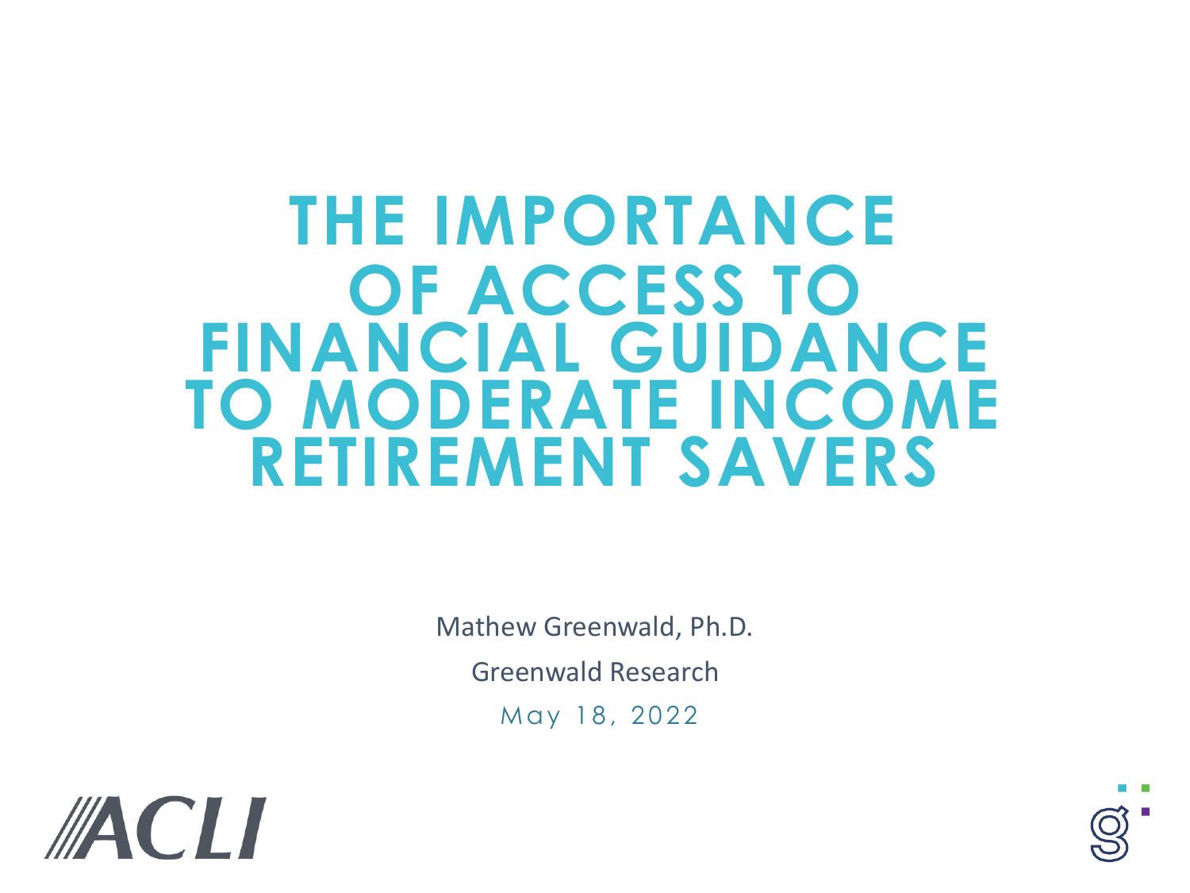# THE IMPORTANCE OF ACCESS TO FINANCIAL GUIDANCE TO MODERATE INCOME RETIREMENT SAVERS

Mathew Greenwald, Ph.D.

Greenwald Research

May 18, 2022

ACLI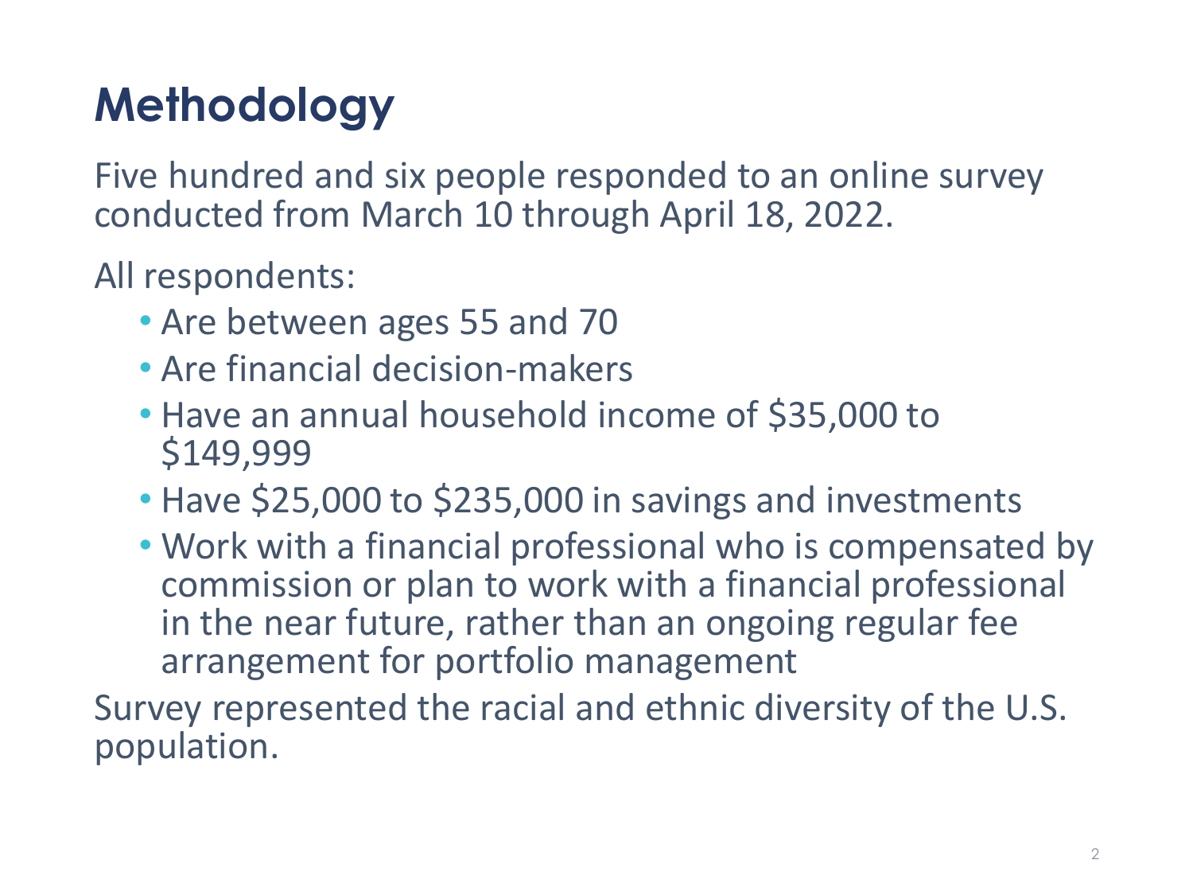# Methodology

Five hundred and six people responded to an online survey conducted from March 10 through April 18, 2022.

All respondents:

- Are between ages 55 and 70
- Are financial decision-makers
- Have an annual household income of $35,000 to $149,999
- Have $25,000 to $235,000 in savings and investments
- Work with a financial professional who is compensated by commission or plan to work with a financial professional in the near future, rather than an ongoing regular fee arrangement for portfolio management

Survey represented the racial and ethnic diversity of the U.S. population.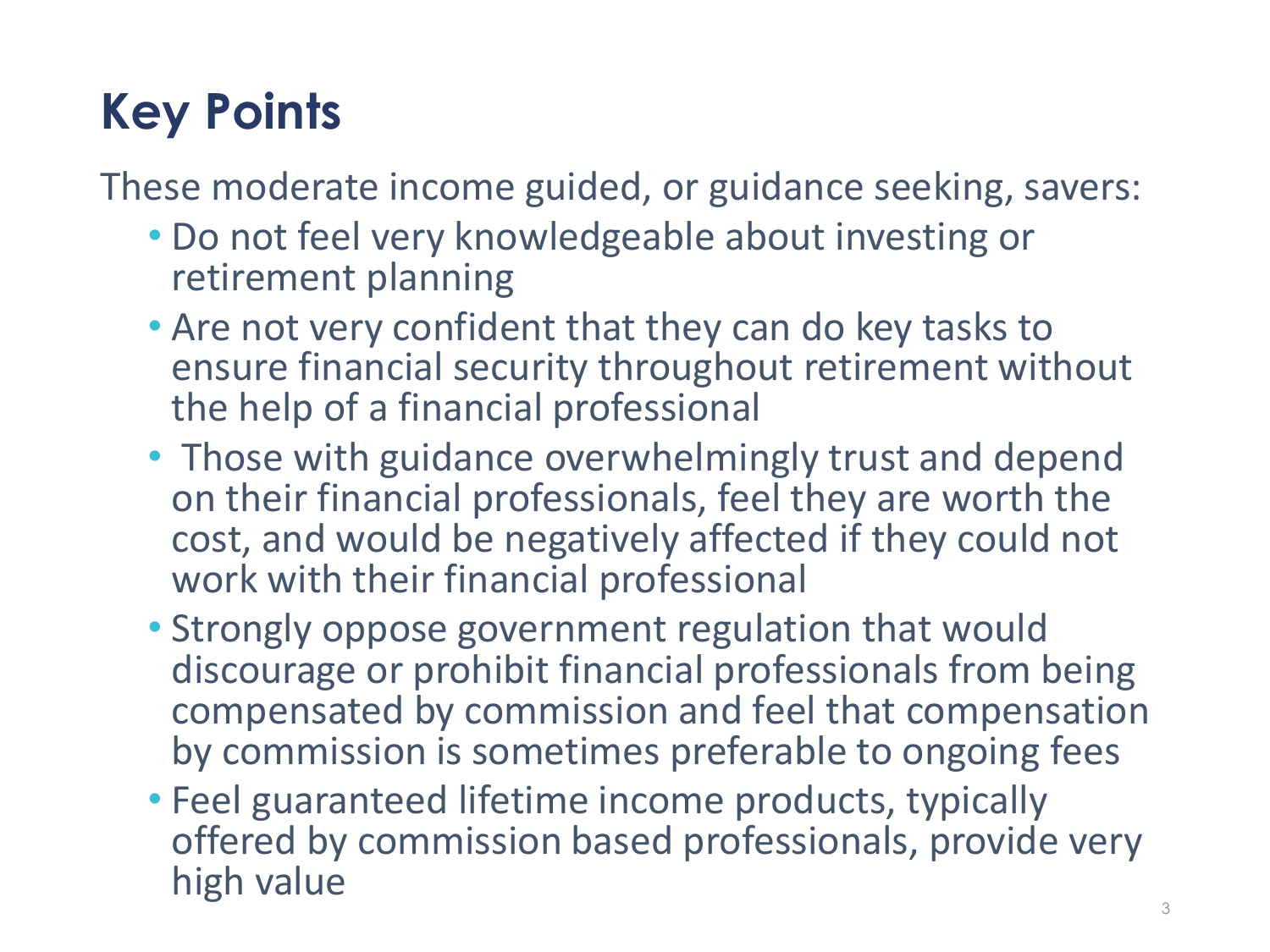# Key Points

These moderate income guided, or guidance seeking, savers:

- Do not feel very knowledgeable about investing or retirement planning
- Are not very confident that they can do key tasks to ensure financial security throughout retirement without the help of a financial professional
- Those with guidance overwhelmingly trust and depend on their financial professionals, feel they are worth the cost, and would be negatively affected if they could not work with their financial professional
- Strongly oppose government regulation that would discourage or prohibit financial professionals from being compensated by commission and feel that compensation by commission is sometimes preferable to ongoing fees
- Feel guaranteed lifetime income products, typically offered by commission based professionals, provide very high value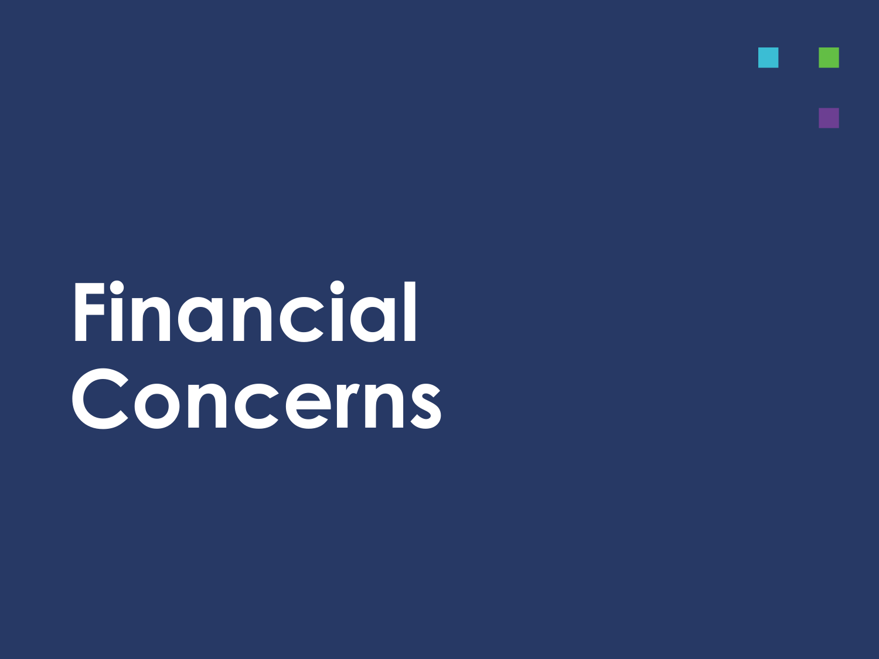# Financial Concerns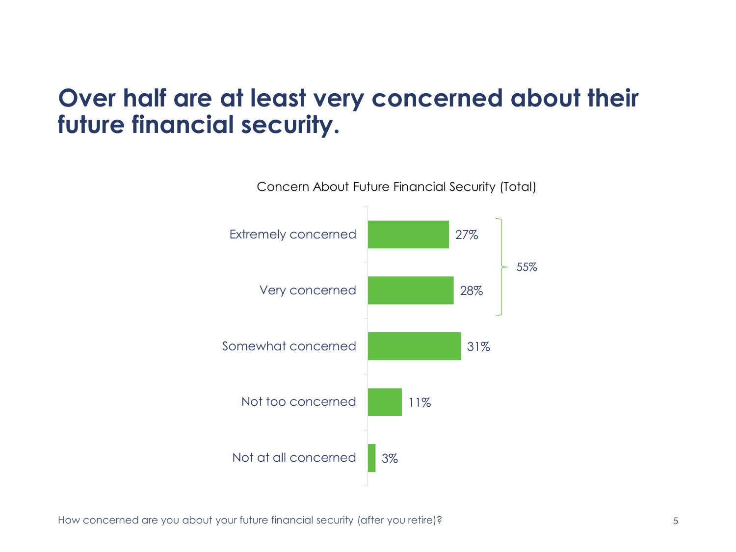# Over half are at least very concerned about their future financial security.

Concern About Future Financial Security (Total)

| Response | Percentage |
| --- | --- |
| Extremely concerned | 27% |
| Very concerned | 28% |
| Somewhat concerned | 31% |
| Not too concerned | 11% |
| Not at all concerned | 3% |

Extremely concerned + Very concerned: 55%

How concerned are you about your future financial security (after you retire)?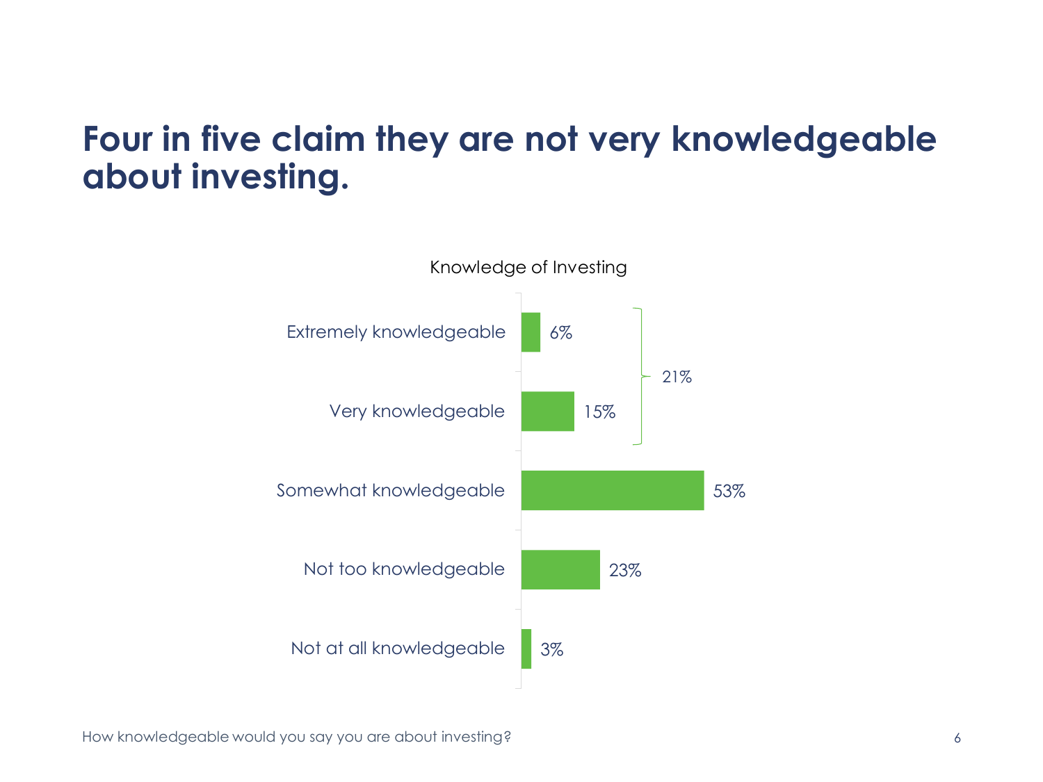# Four in five claim they are not very knowledgeable about investing.

**Knowledge of Investing**

| Response | Percentage |
| --- | --- |
| Extremely knowledgeable | 6% |
| Very knowledgeable | 15% |
| Somewhat knowledgeable | 53% |
| Not too knowledgeable | 23% |
| Not at all knowledgeable | 3% |

Extremely knowledgeable + Very knowledgeable: 21%

How knowledgeable would you say you are about investing?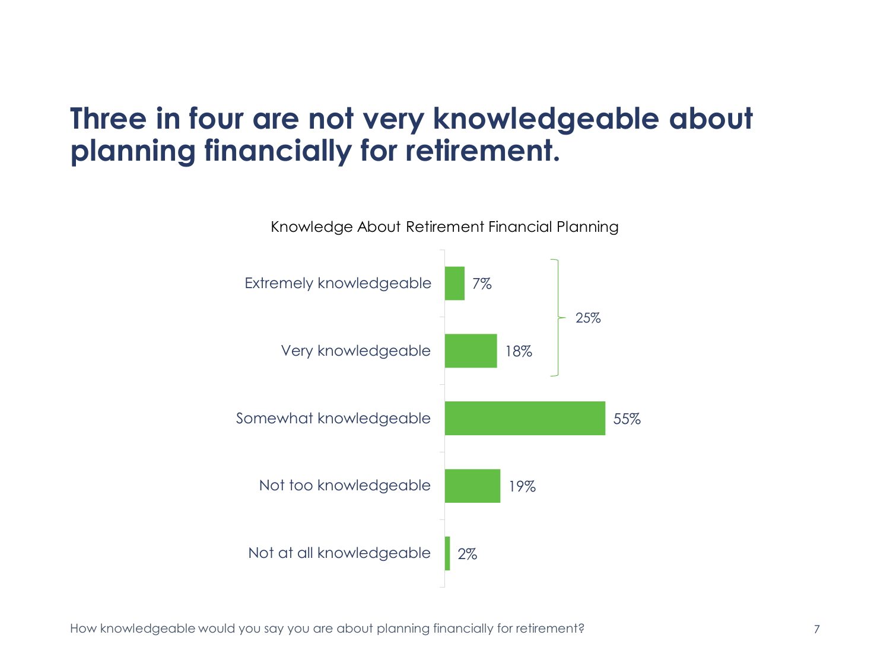# Three in four are not very knowledgeable about planning financially for retirement.

Knowledge About Retirement Financial Planning

| Response | Percentage |
| --- | --- |
| Extremely knowledgeable | 7% |
| Very knowledgeable | 18% |
| Somewhat knowledgeable | 55% |
| Not too knowledgeable | 19% |
| Not at all knowledgeable | 2% |

Extremely knowledgeable + Very knowledgeable: 25%

How knowledgeable would you say you are about planning financially for retirement?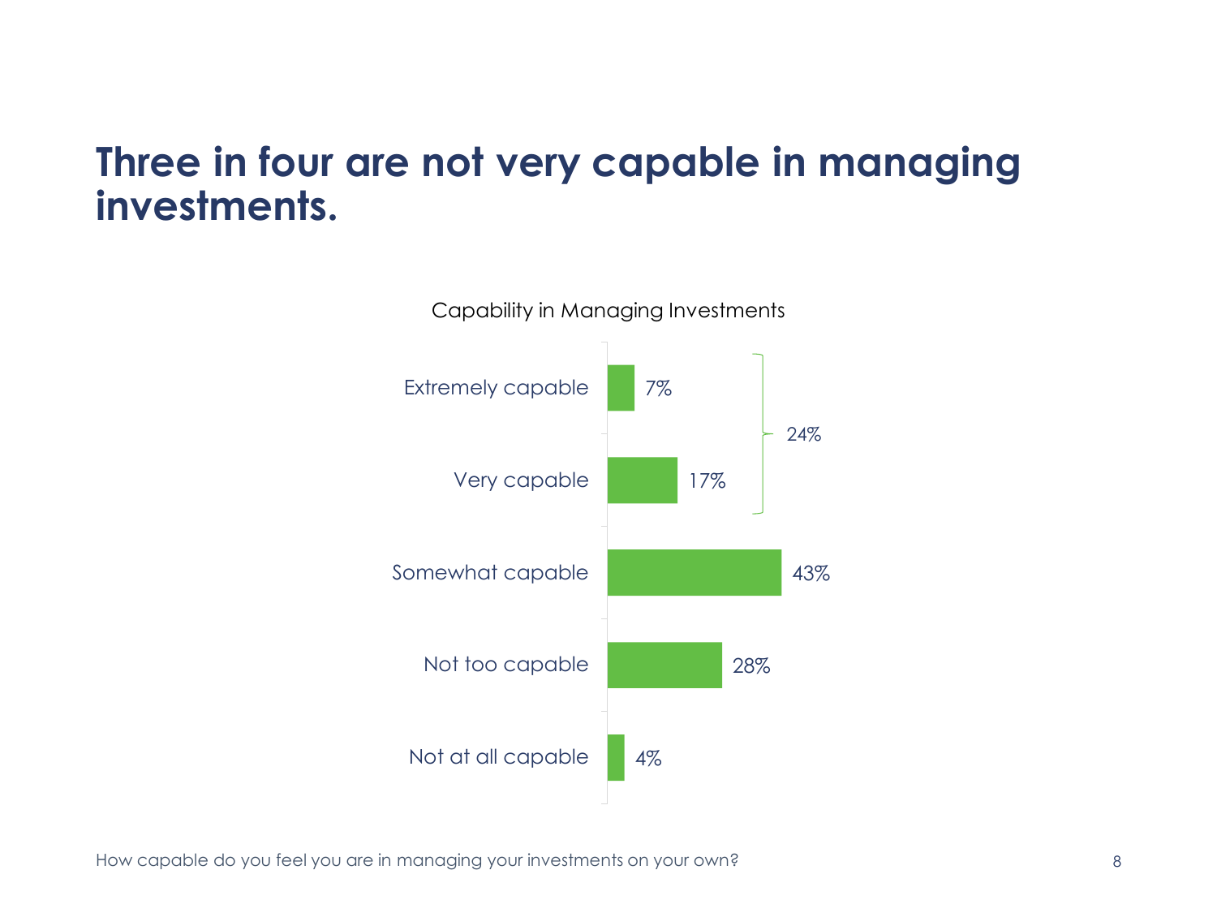# Three in four are not very capable in managing investments.

Capability in Managing Investments

| Response | Percentage |
|---|---|
| Extremely capable | 7% |
| Very capable | 17% |
| Somewhat capable | 43% |
| Not too capable | 28% |
| Not at all capable | 4% |

Extremely capable + Very capable: 24%

How capable do you feel you are in managing your investments on your own?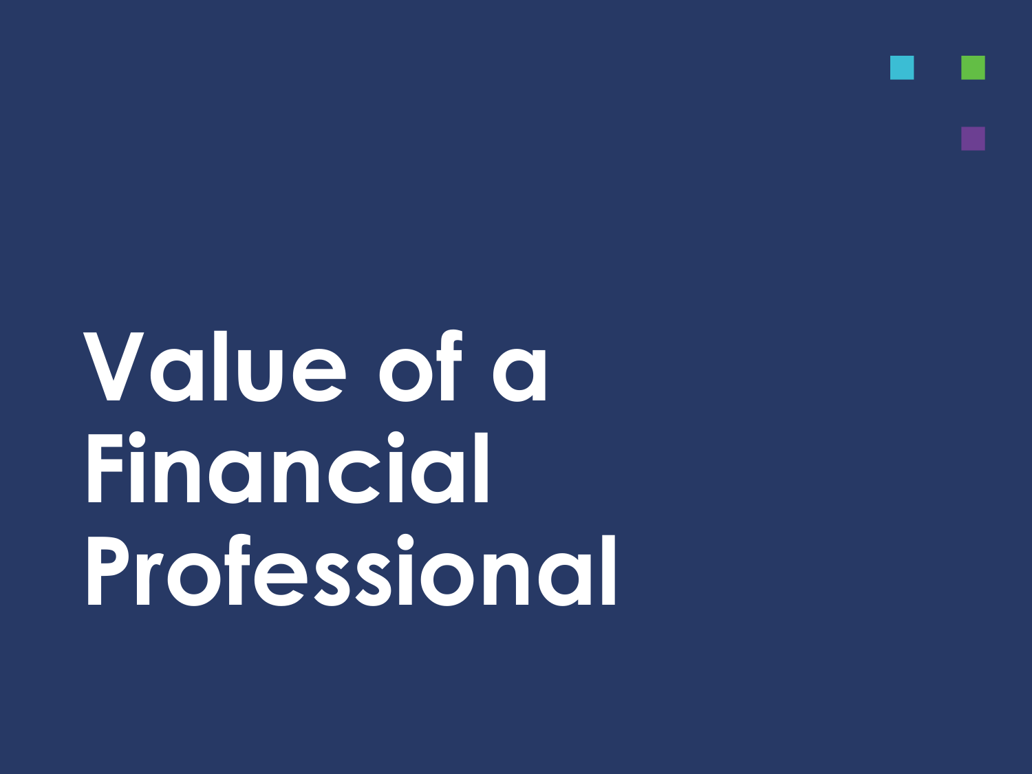# Value of a Financial Professional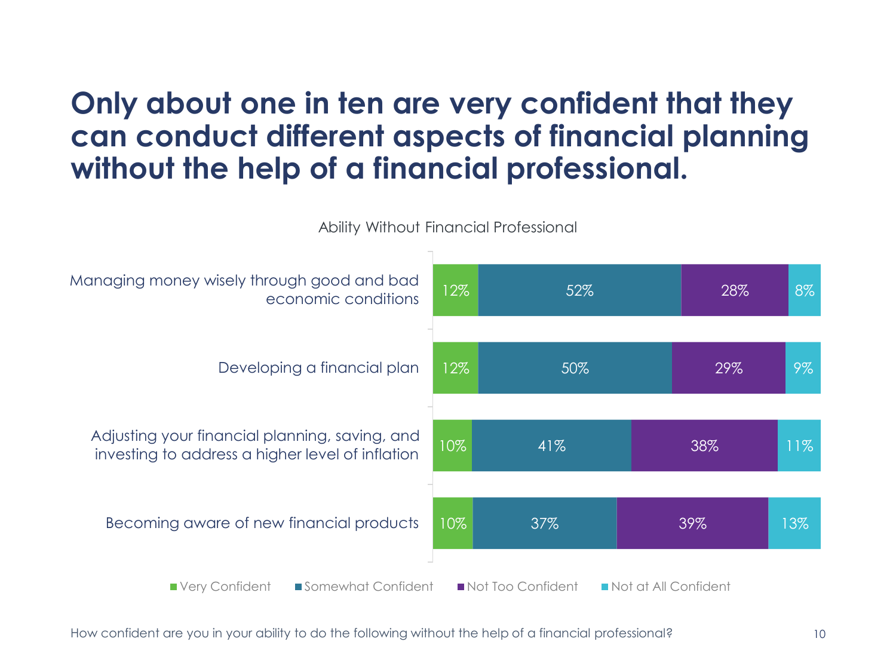# Only about one in ten are very confident that they can conduct different aspects of financial planning without the help of a financial professional.

Ability Without Financial Professional

| | Very Confident | Somewhat Confident | Not Too Confident | Not at All Confident |
|---|---|---|---|---|
| Managing money wisely through good and bad economic conditions | 12% | 52% | 28% | 8% |
| Developing a financial plan | 12% | 50% | 29% | 9% |
| Adjusting your financial planning, saving, and investing to address a higher level of inflation | 10% | 41% | 38% | 11% |
| Becoming aware of new financial products | 10% | 37% | 39% | 13% |

How confident are you in your ability to do the following without the help of a financial professional?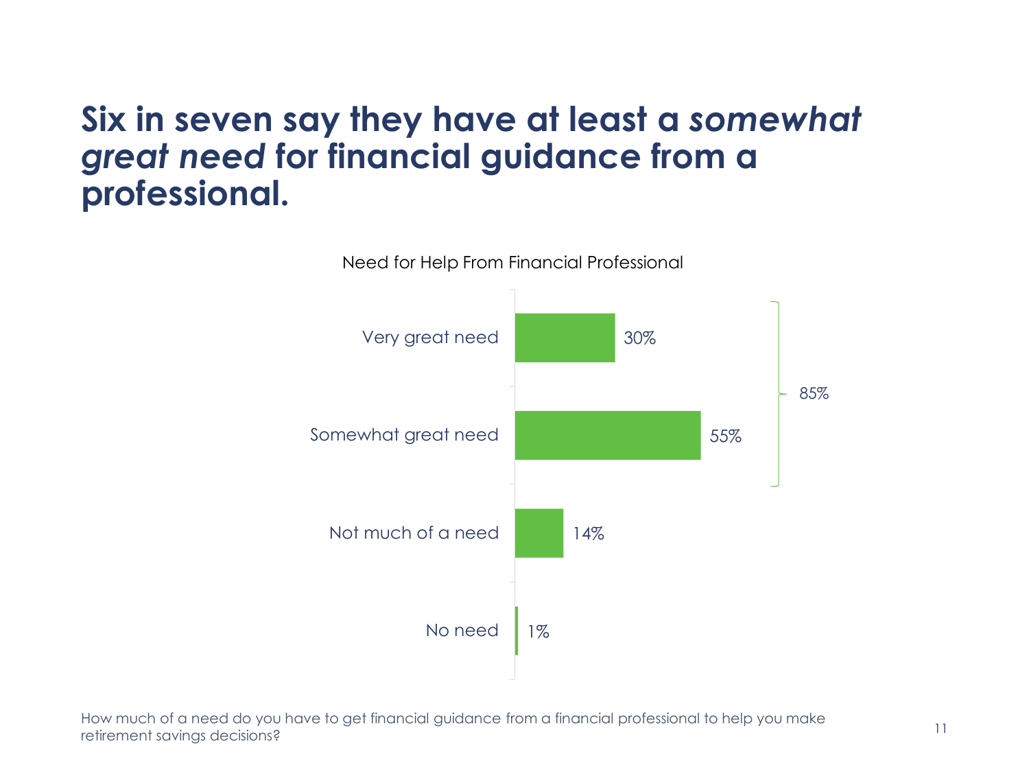# Six in seven say they have at least a *somewhat great need* for financial guidance from a professional.

Need for Help From Financial Professional

| Response | Percentage |
| --- | --- |
| Very great need | 30% |
| Somewhat great need | 55% |
| Not much of a need | 14% |
| No need | 1% |

Very great need + Somewhat great need: 85%

How much of a need do you have to get financial guidance from a financial professional to help you make retirement savings decisions?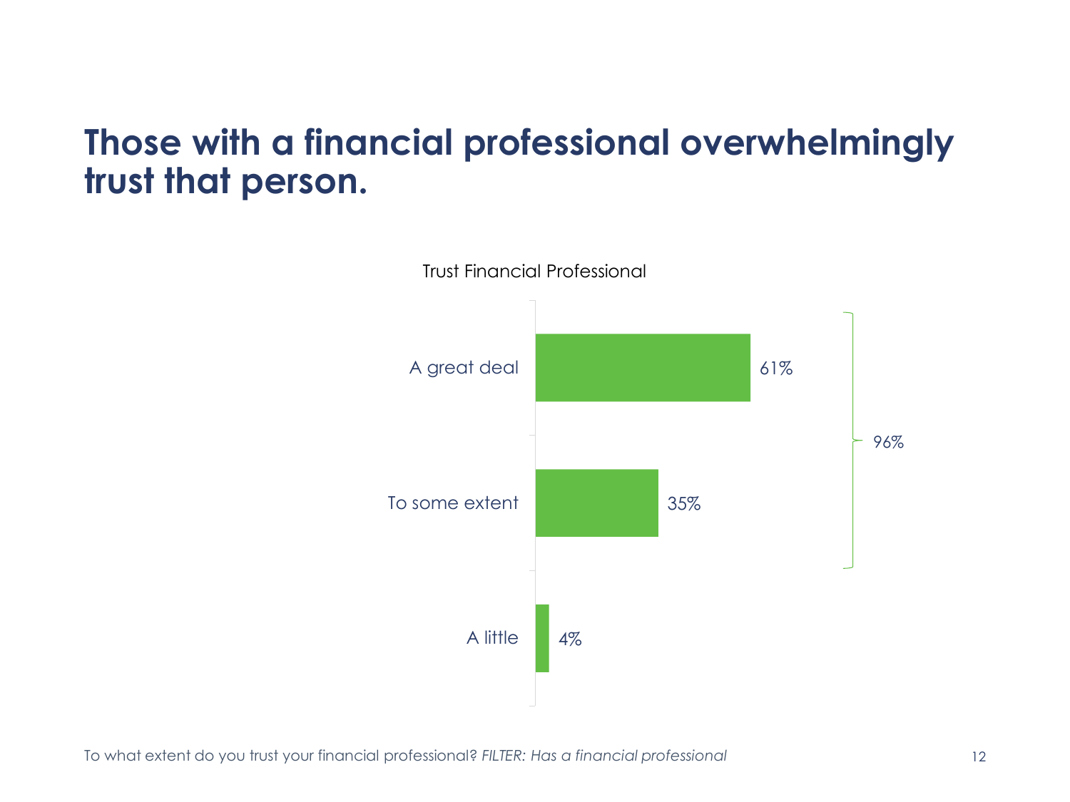# Those with a financial professional overwhelmingly trust that person.

Trust Financial Professional

| Response | Percentage |
| --- | --- |
| A great deal | 61% |
| To some extent | 35% |
| A little | 4% |

A great deal + To some extent: 96%

To what extent do you trust your financial professional? *FILTER: Has a financial professional*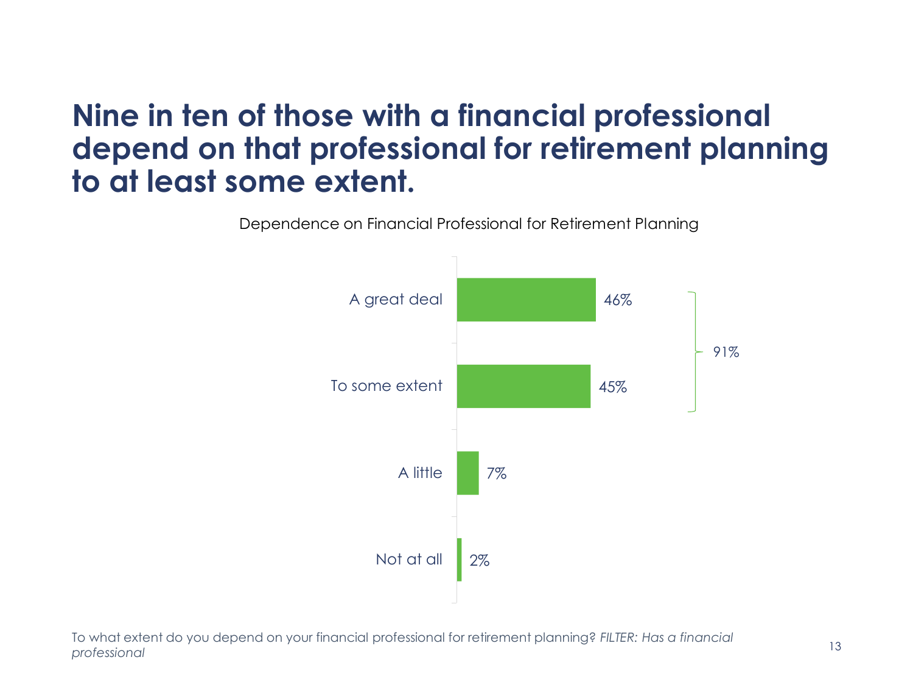# Nine in ten of those with a financial professional depend on that professional for retirement planning to at least some extent.

Dependence on Financial Professional for Retirement Planning

| Response | Percent |
|---|---|
| A great deal | 46% |
| To some extent | 45% |
| A little | 7% |
| Not at all | 2% |

A great deal + To some extent: 91%

To what extent do you depend on your financial professional for retirement planning? *FILTER: Has a financial professional*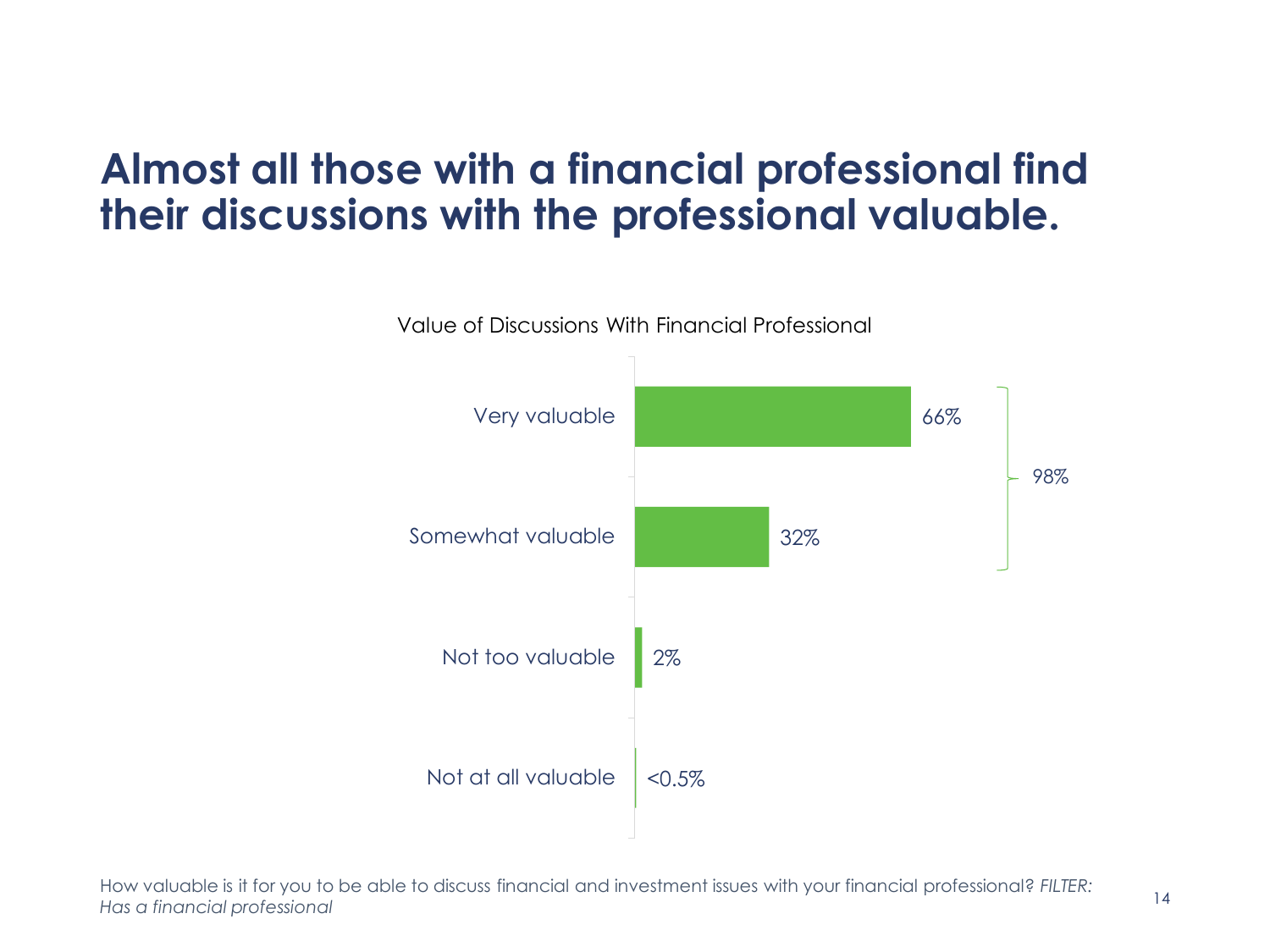# Almost all those with a financial professional find their discussions with the professional valuable.

Value of Discussions With Financial Professional

| Response | Percentage |
| --- | --- |
| Very valuable | 66% |
| Somewhat valuable | 32% |
| Not too valuable | 2% |
| Not at all valuable | <0.5% |

Very valuable + Somewhat valuable: 98%

How valuable is it for you to be able to discuss financial and investment issues with your financial professional? *FILTER: Has a financial professional*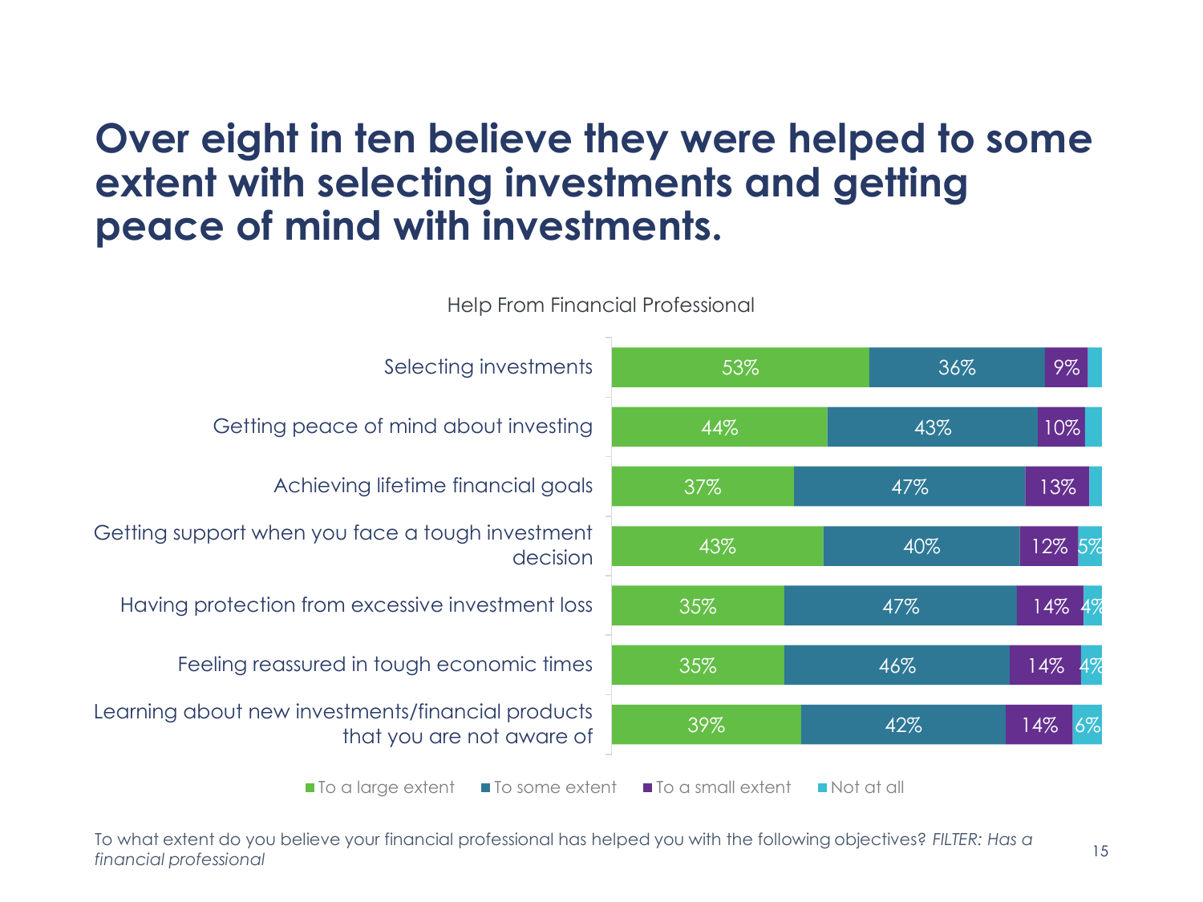# Over eight in ten believe they were helped to some extent with selecting investments and getting peace of mind with investments.

Help From Financial Professional

| | To a large extent | To some extent | To a small extent | Not at all |
|---|---|---|---|---|
| Selecting investments | 53% | 36% | 9% | |
| Getting peace of mind about investing | 44% | 43% | 10% | |
| Achieving lifetime financial goals | 37% | 47% | 13% | |
| Getting support when you face a tough investment decision | 43% | 40% | 12% | 5% |
| Having protection from excessive investment loss | 35% | 47% | 14% | 4% |
| Feeling reassured in tough economic times | 35% | 46% | 14% | 4% |
| Learning about new investments/financial products that you are not aware of | 39% | 42% | 14% | 6% |

To what extent do you believe your financial professional has helped you with the following objectives? *FILTER: Has a financial professional*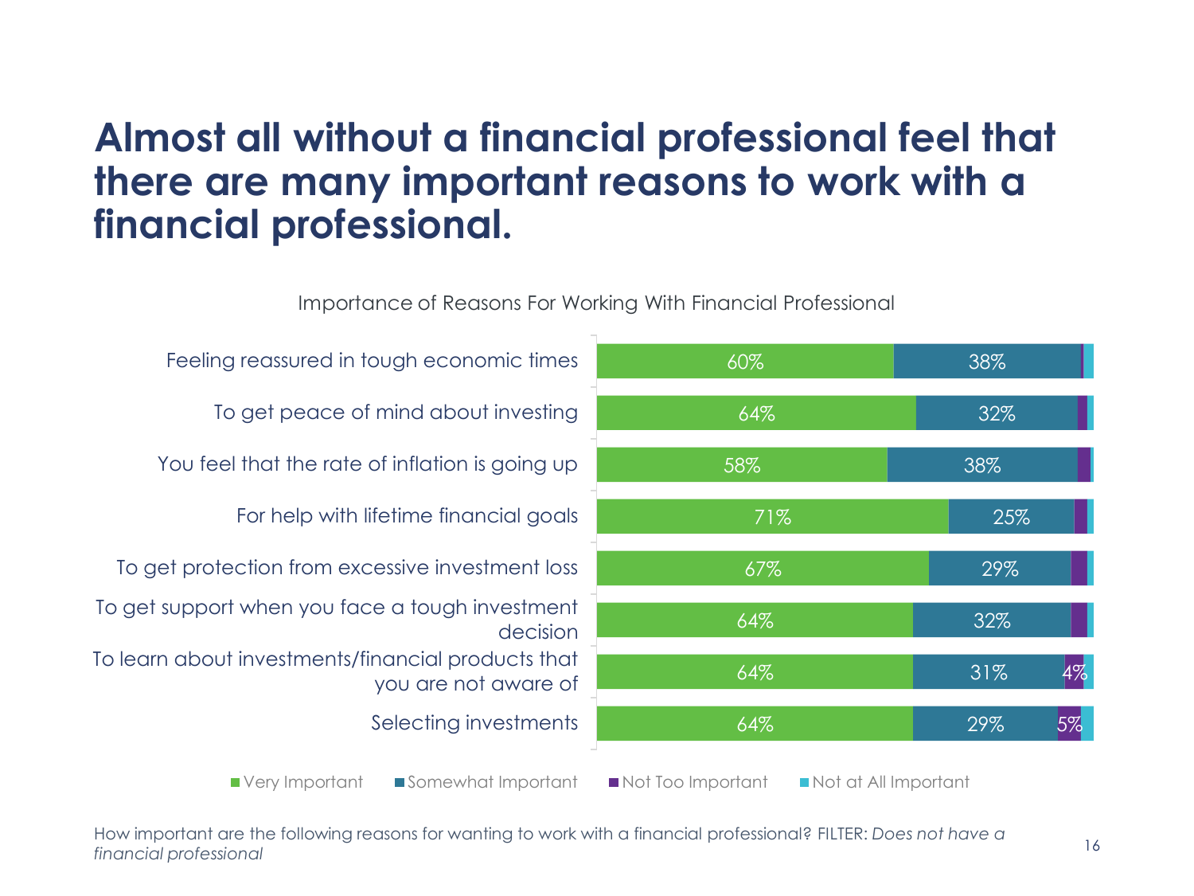# Almost all without a financial professional feel that there are many important reasons to work with a financial professional.

Importance of Reasons For Working With Financial Professional

| Reason | Very Important | Somewhat Important | Not Too Important | Not at All Important |
|---|---|---|---|---|
| Feeling reassured in tough economic times | 60% | 38% | | |
| To get peace of mind about investing | 64% | 32% | | |
| You feel that the rate of inflation is going up | 58% | 38% | | |
| For help with lifetime financial goals | 71% | 25% | | |
| To get protection from excessive investment loss | 67% | 29% | | |
| To get support when you face a tough investment decision | 64% | 32% | | |
| To learn about investments/financial products that you are not aware of | 64% | 31% | 4% | |
| Selecting investments | 64% | 29% | 5% | |

How important are the following reasons for wanting to work with a financial professional? FILTER: *Does not have a financial professional*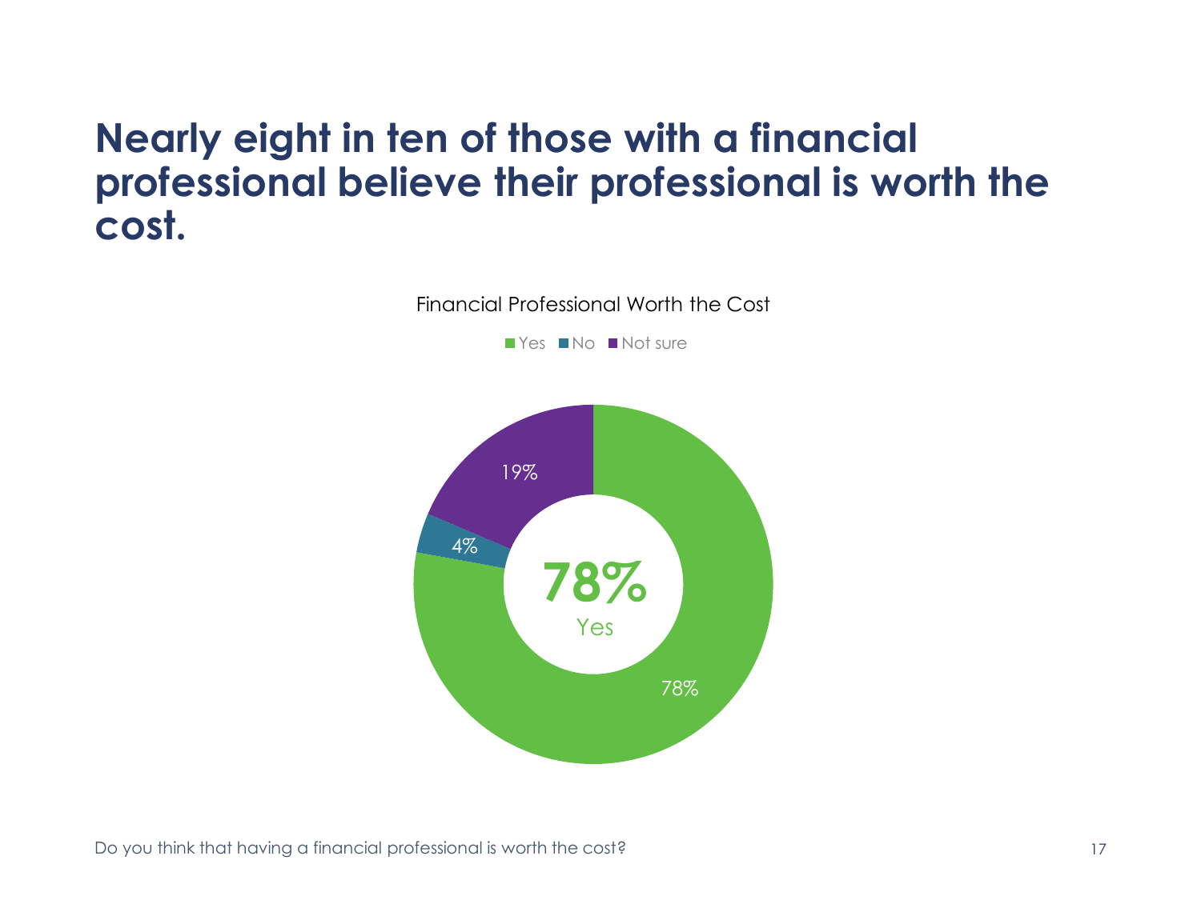# Nearly eight in ten of those with a financial professional believe their professional is worth the cost.

Financial Professional Worth the Cost

| Response | Percentage |
|---|---|
| Yes | 78% |
| No | 4% |
| Not sure | 19% |

Do you think that having a financial professional is worth the cost?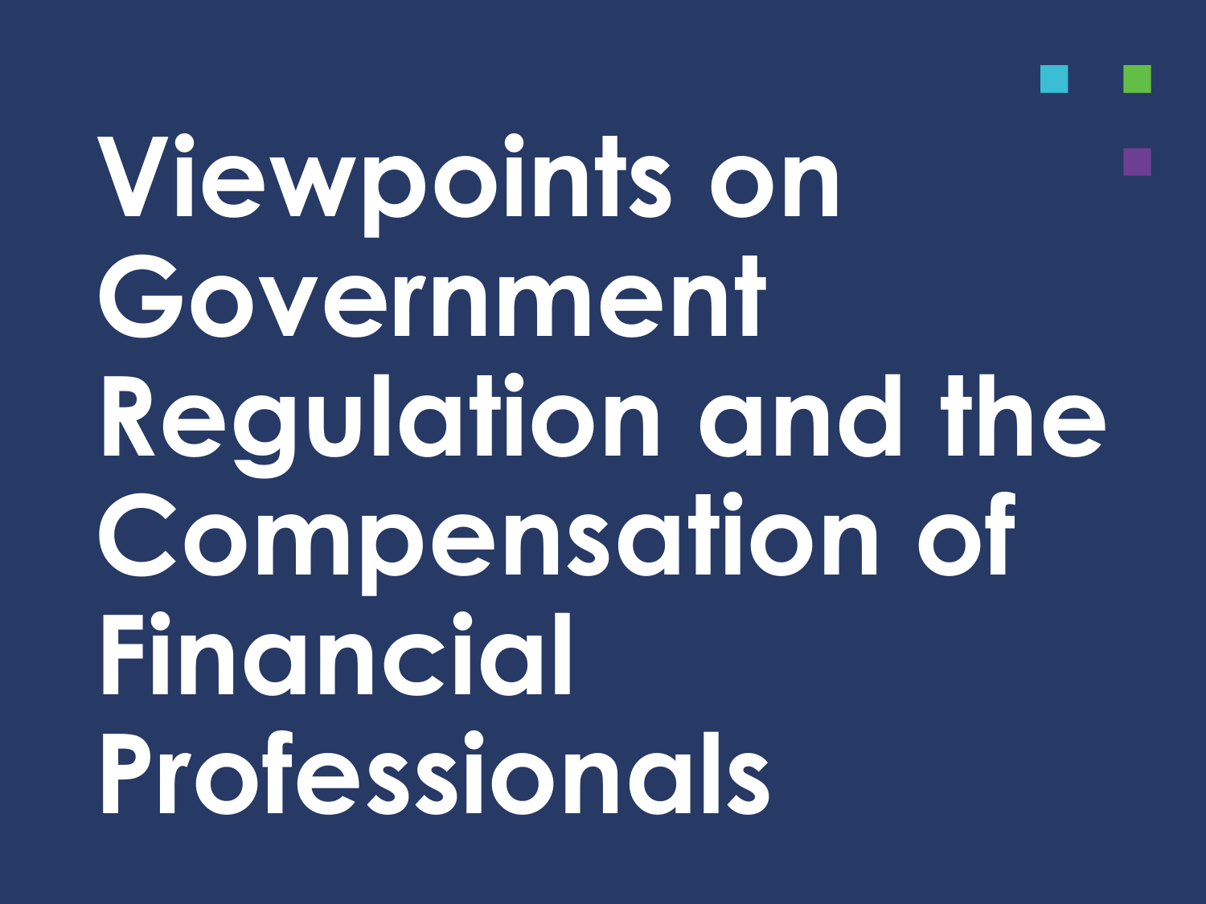# Viewpoints on Government Regulation and the Compensation of Financial Professionals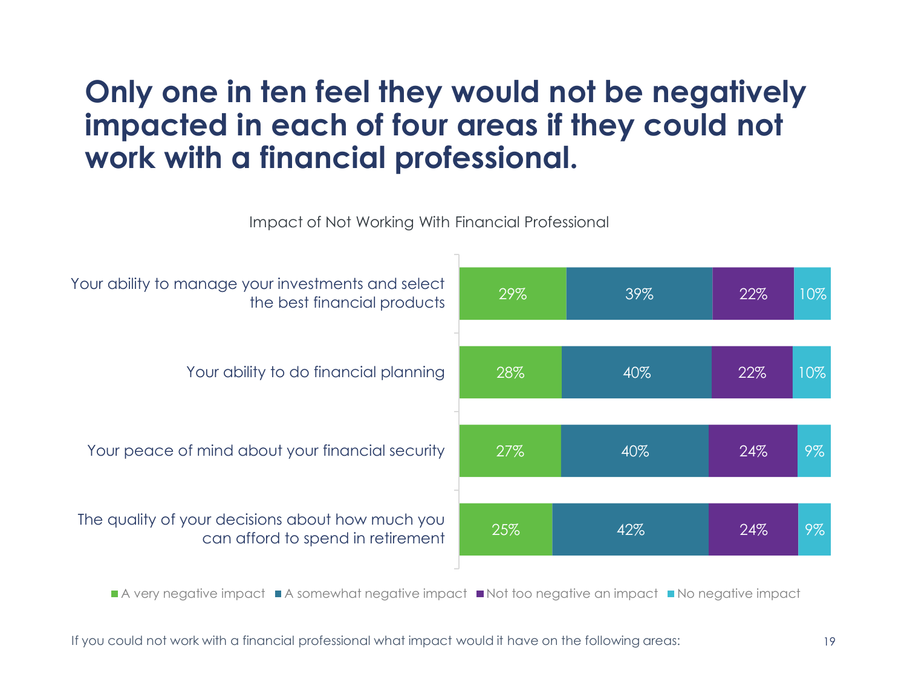# Only one in ten feel they would not be negatively impacted in each of four areas if they could not work with a financial professional.

Impact of Not Working With Financial Professional

| | A very negative impact | A somewhat negative impact | Not too negative an impact | No negative impact |
|---|---|---|---|---|
| Your ability to manage your investments and select the best financial products | 29% | 39% | 22% | 10% |
| Your ability to do financial planning | 28% | 40% | 22% | 10% |
| Your peace of mind about your financial security | 27% | 40% | 24% | 9% |
| The quality of your decisions about how much you can afford to spend in retirement | 25% | 42% | 24% | 9% |

If you could not work with a financial professional what impact would it have on the following areas: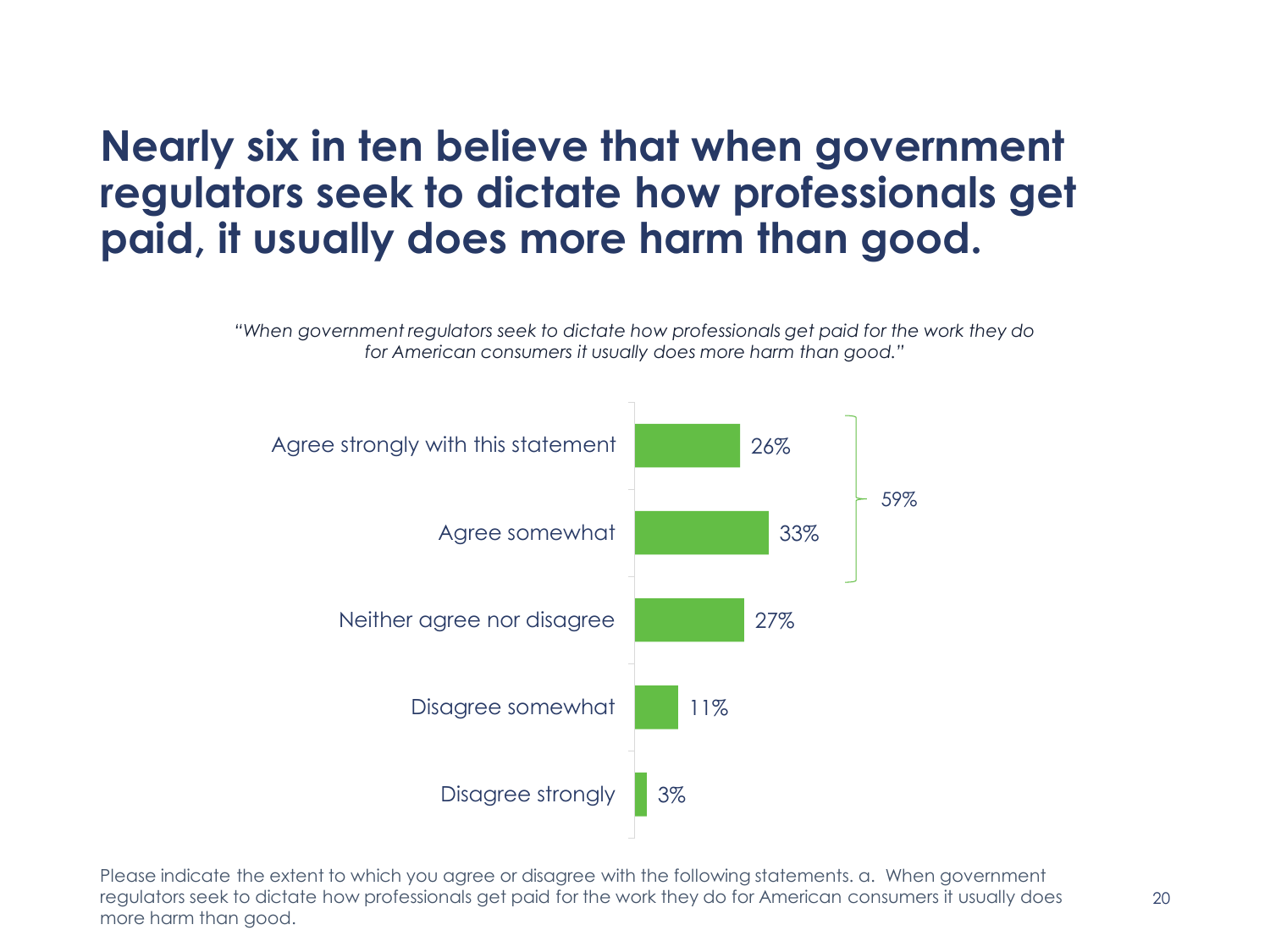# Nearly six in ten believe that when government regulators seek to dictate how professionals get paid, it usually does more harm than good.

*"When government regulators seek to dictate how professionals get paid for the work they do for American consumers it usually does more harm than good."*

| Response | Percentage |
| --- | --- |
| Agree strongly with this statement | 26% |
| Agree somewhat | 33% |
| Neither agree nor disagree | 27% |
| Disagree somewhat | 11% |
| Disagree strongly | 3% |

Total agree (Agree strongly + Agree somewhat): 59%

Please indicate the extent to which you agree or disagree with the following statements. a. When government regulators seek to dictate how professionals get paid for the work they do for American consumers it usually does more harm than good.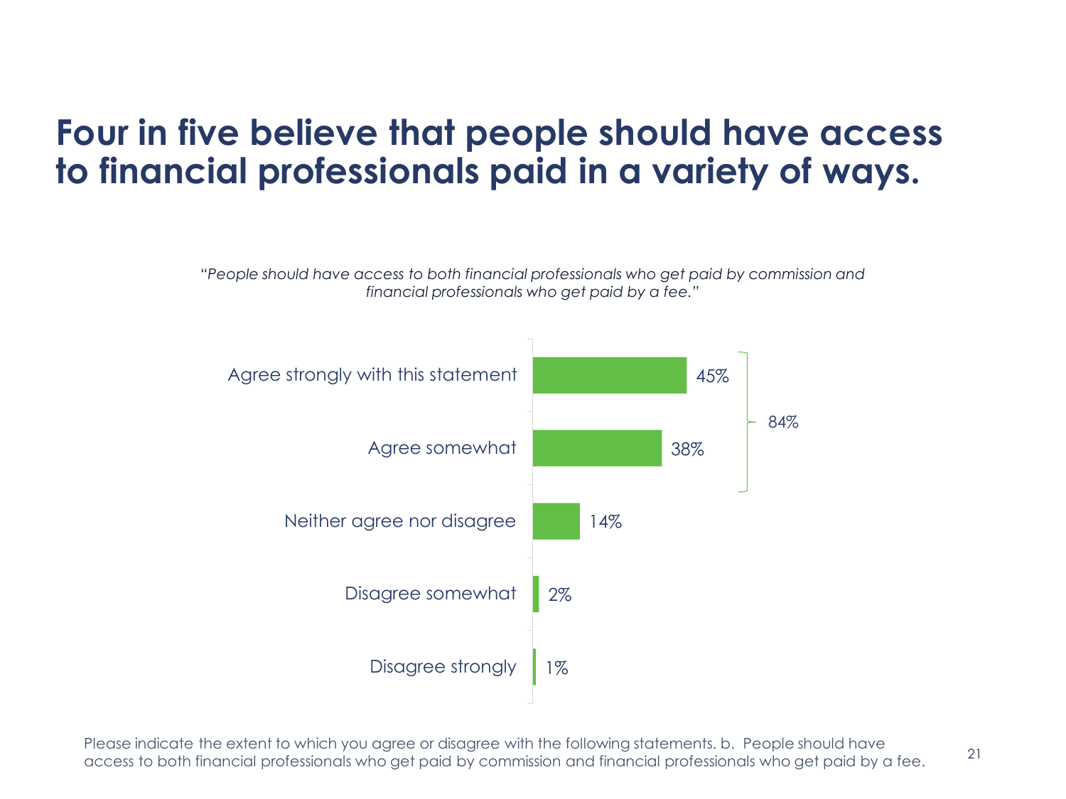# Four in five believe that people should have access to financial professionals paid in a variety of ways.

*"People should have access to both financial professionals who get paid by commission and financial professionals who get paid by a fee."*

| Response | Percent |
|---|---|
| Agree strongly with this statement | 45% |
| Agree somewhat | 38% |
| Neither agree nor disagree | 14% |
| Disagree somewhat | 2% |
| Disagree strongly | 1% |

Agree (strongly + somewhat): 84%

Please indicate the extent to which you agree or disagree with the following statements. b. People should have access to both financial professionals who get paid by commission and financial professionals who get paid by a fee.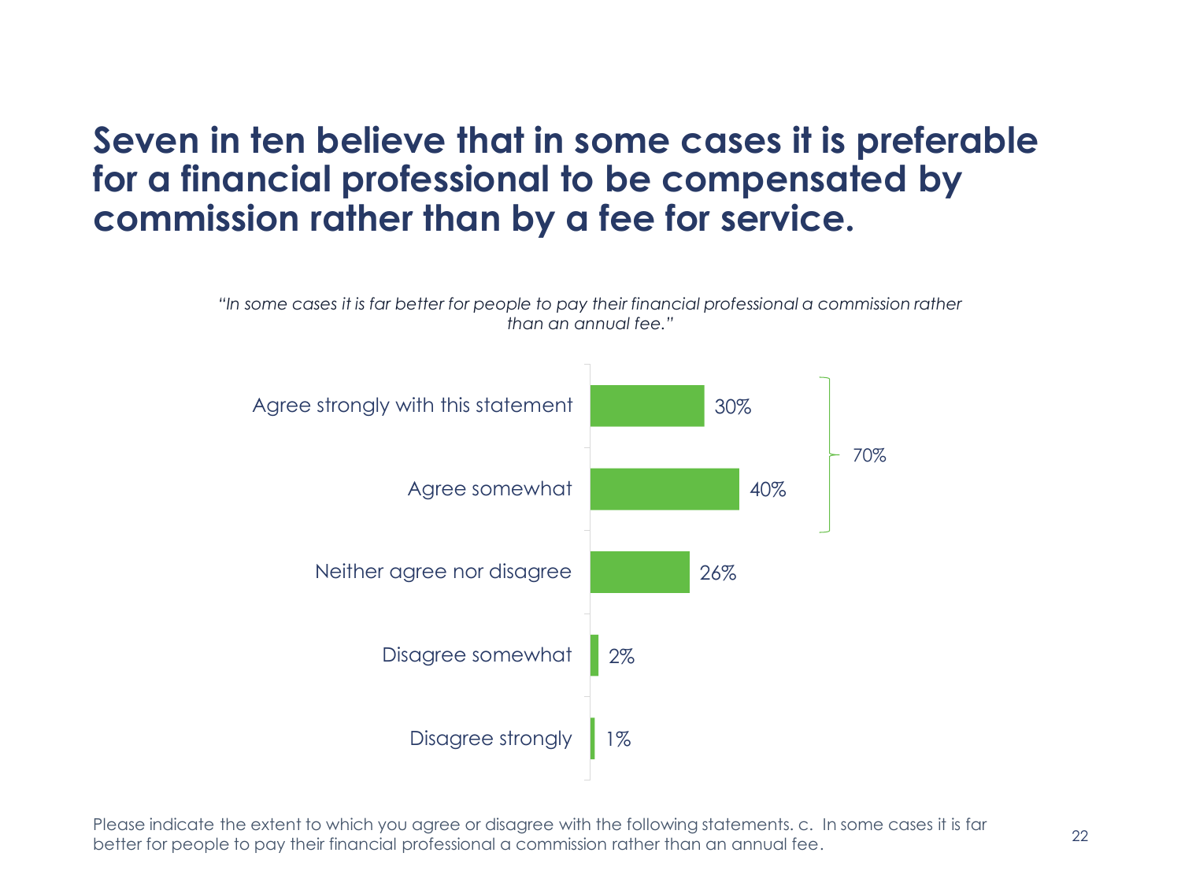# Seven in ten believe that in some cases it is preferable for a financial professional to be compensated by commission rather than by a fee for service.

*"In some cases it is far better for people to pay their financial professional a commission rather than an annual fee."*

| Response | % |
|---|---|
| Agree strongly with this statement | 30% |
| Agree somewhat | 40% |
| Neither agree nor disagree | 26% |
| Disagree somewhat | 2% |
| Disagree strongly | 1% |

Agree (strongly + somewhat): 70%

Please indicate the extent to which you agree or disagree with the following statements. c. In some cases it is far better for people to pay their financial professional a commission rather than an annual fee.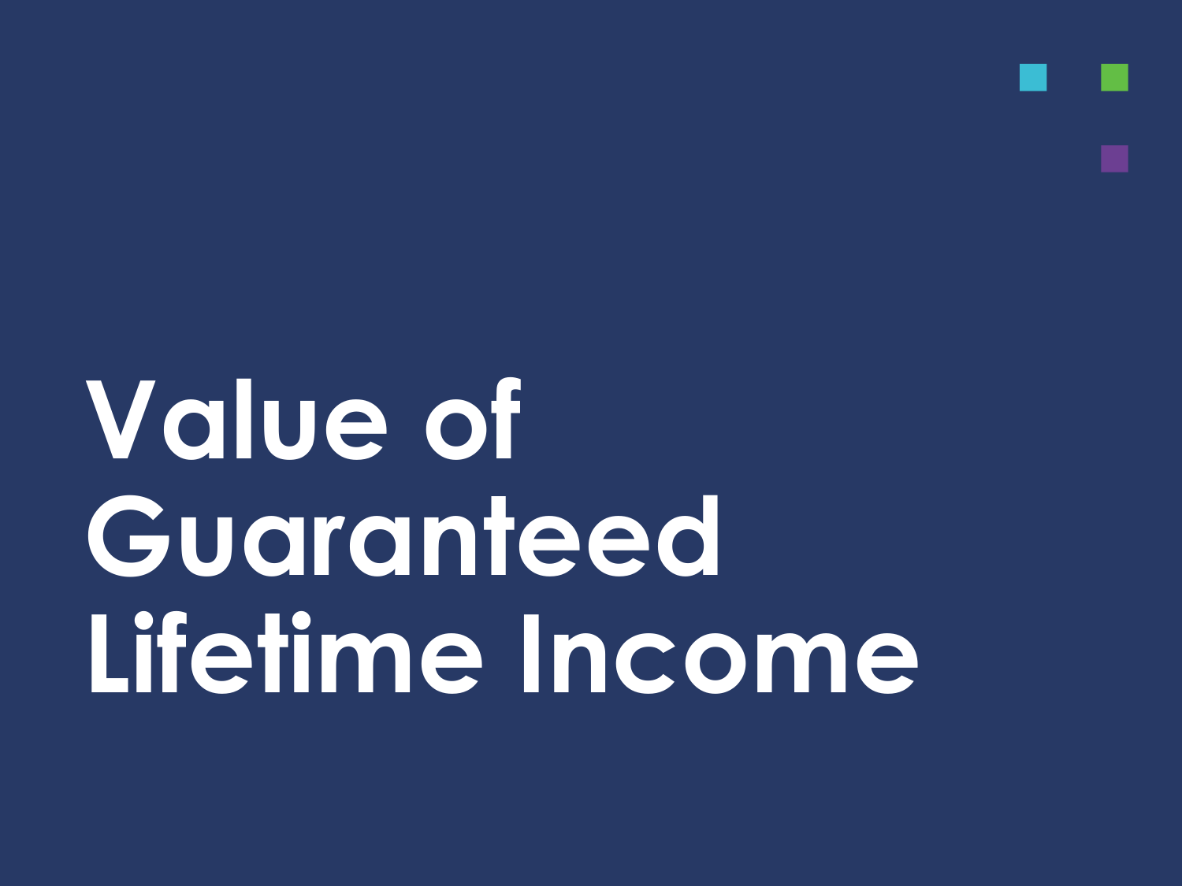# Value of Guaranteed Lifetime Income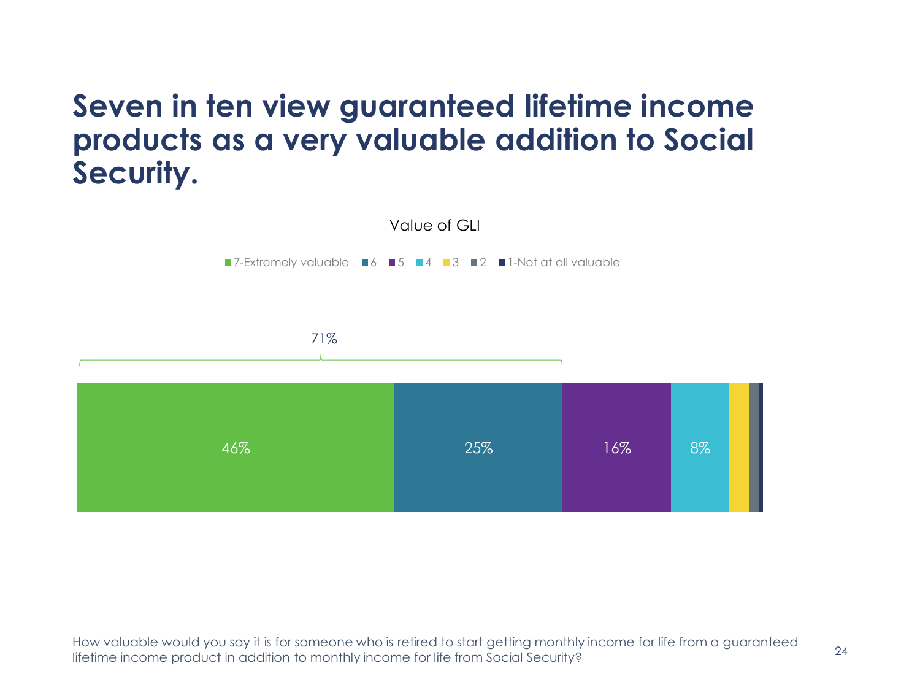# Seven in ten view guaranteed lifetime income products as a very valuable addition to Social Security.

Value of GLI

| 7-Extremely valuable | 6 | 5 | 4 | 3 | 2 | 1-Not at all valuable |
|---|---|---|---|---|---|---|
| 46% | 25% | 16% | 8% | | | |

71% (7-Extremely valuable + 6)

How valuable would you say it is for someone who is retired to start getting monthly income for life from a guaranteed lifetime income product in addition to monthly income for life from Social Security?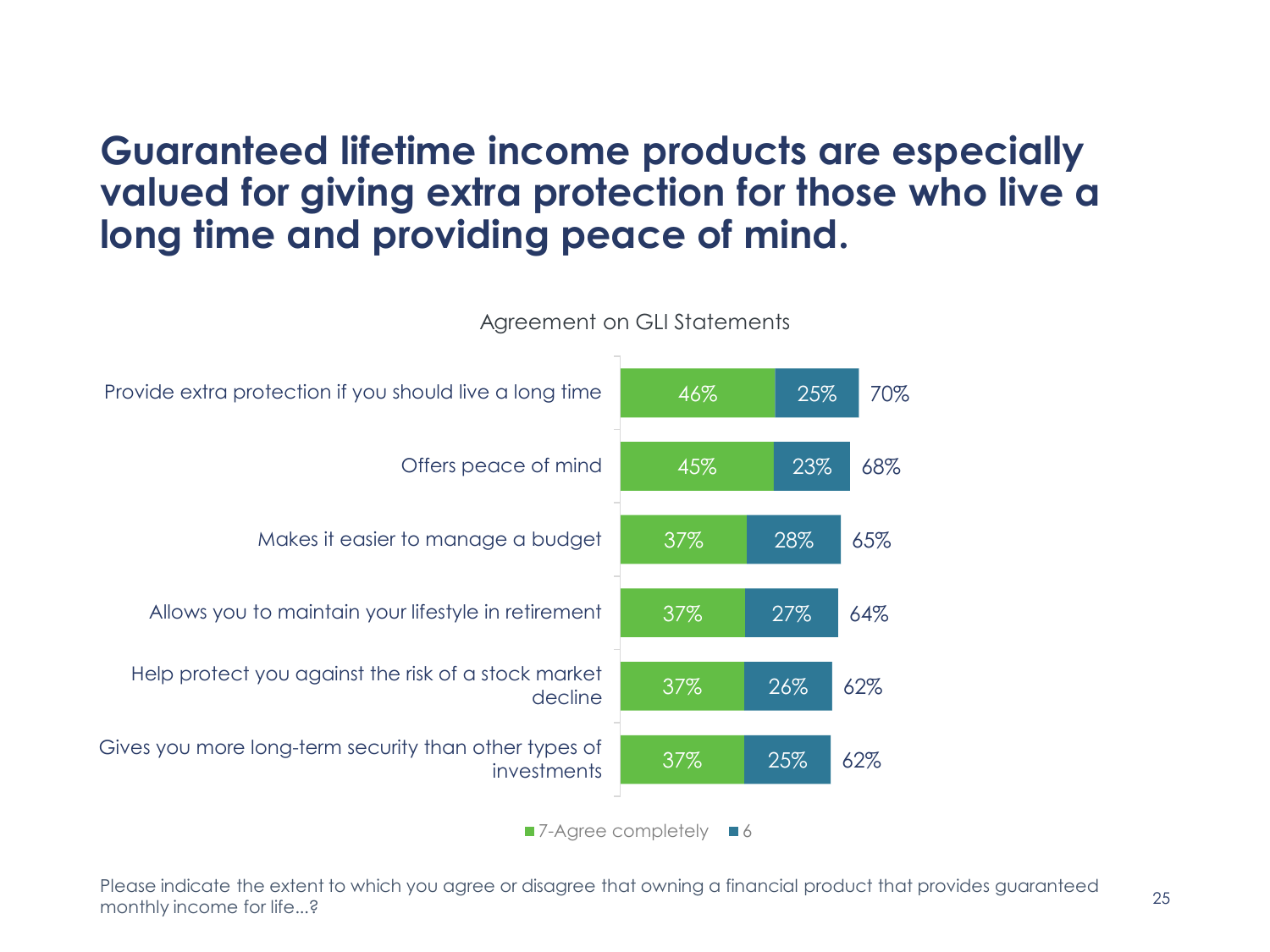# Guaranteed lifetime income products are especially valued for giving extra protection for those who live a long time and providing peace of mind.

Agreement on GLI Statements

Provide extra protection if you should live a long time
46%
25%
70%

Offers peace of mind
45%
23%
68%

Makes it easier to manage a budget
37%
28%
65%

Allows you to maintain your lifestyle in retirement
37%
27%
64%

Help protect you against the risk of a stock market decline
37%
26%
62%

Gives you more long-term security than other types of investments
37%
25%
62%

7-Agree completely
6

Please indicate the extent to which you agree or disagree that owning a financial product that provides guaranteed monthly income for life...?